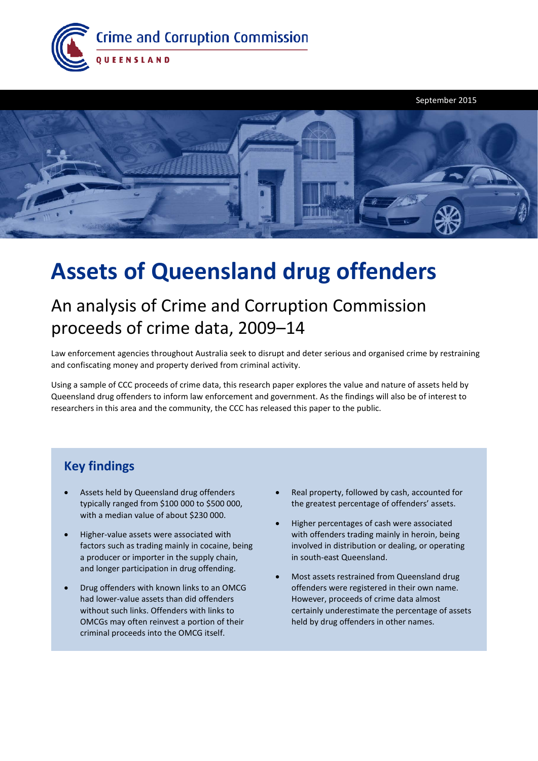Crime and Corruption Commission

QUEENSLAND

September 2015

# Assets of Queensland drug offenders

## An analysis of Crime and Corruption Commission proceeds of crime data, 2009–14

Law enforcement agencies throughout Australia seek to disrupt and deter serious and organised crime by restraining and confiscating money and property derived from criminal activity.

Using a sample of CCC proceeds of crime data, this research paper explores the value and nature of assets held by Queensland drug offenders to inform law enforcement and government. As the findings will also be of interest to researchers in this area and the community, the CCC has released this paper to the public.

### Key findings

- Assets held by Queensland drug offenders typically ranged from $100 000 to $500 000, with a median value of about $230 000.
- Higher-value assets were associated with factors such as trading mainly in cocaine, being a producer or importer in the supply chain, and longer participation in drug offending.
- Drug offenders with known links to an OMCG had lower-value assets than did offenders without such links. Offenders with links to OMCGs may often reinvest a portion of their criminal proceeds into the OMCG itself.
- Real property, followed by cash, accounted for the greatest percentage of offenders' assets.
- Higher percentages of cash were associated with offenders trading mainly in heroin, being involved in distribution or dealing, or operating in south-east Queensland.
- Most assets restrained from Queensland drug offenders were registered in their own name. However, proceeds of crime data almost certainly underestimate the percentage of assets held by drug offenders in other names.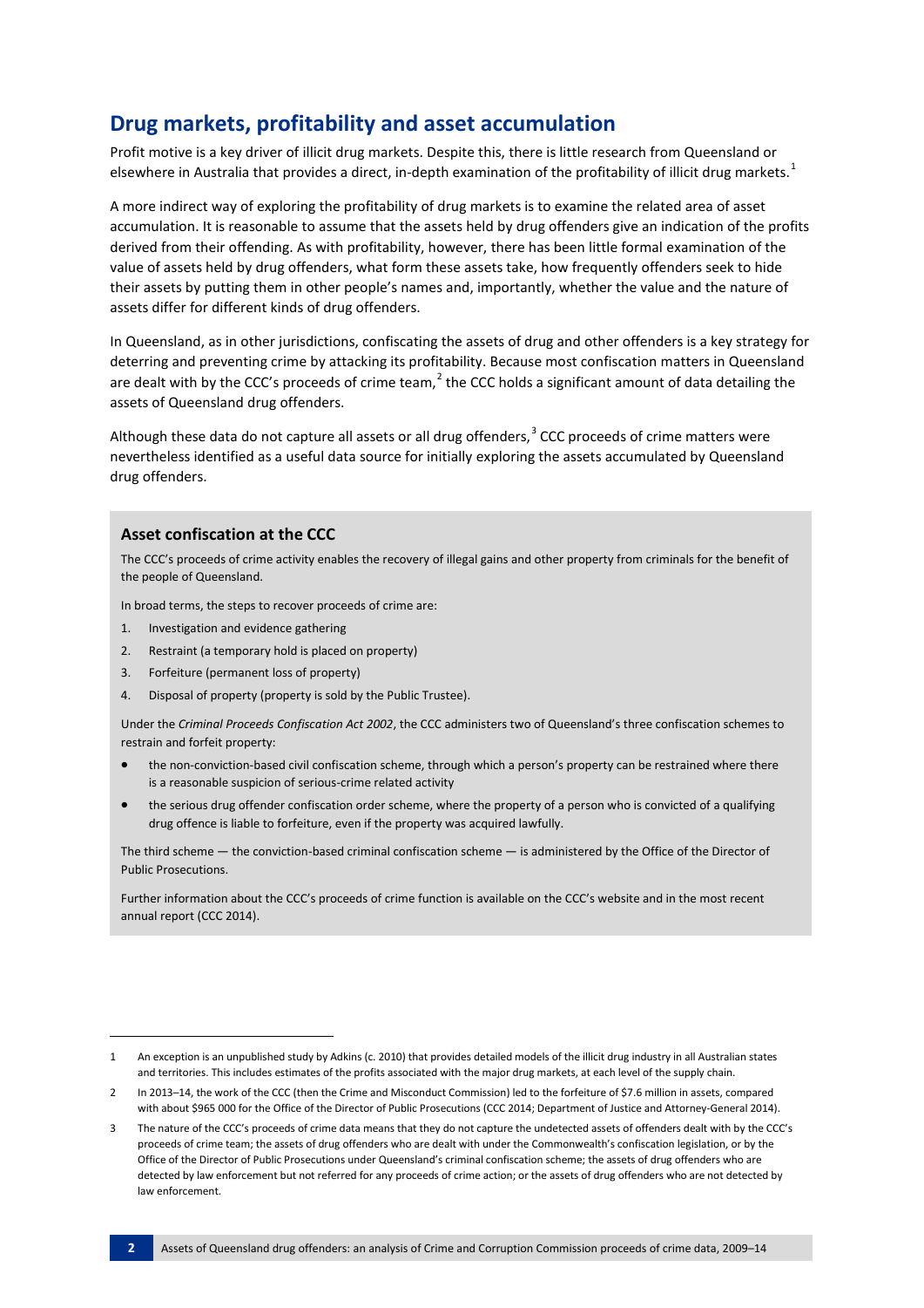## Drug markets, profitability and asset accumulation

Profit motive is a key driver of illicit drug markets. Despite this, there is little research from Queensland or elsewhere in Australia that provides a direct, in-depth examination of the profitability of illicit drug markets.[1]

A more indirect way of exploring the profitability of drug markets is to examine the related area of asset accumulation. It is reasonable to assume that the assets held by drug offenders give an indication of the profits derived from their offending. As with profitability, however, there has been little formal examination of the value of assets held by drug offenders, what form these assets take, how frequently offenders seek to hide their assets by putting them in other people's names and, importantly, whether the value and the nature of assets differ for different kinds of drug offenders.

In Queensland, as in other jurisdictions, confiscating the assets of drug and other offenders is a key strategy for deterring and preventing crime by attacking its profitability. Because most confiscation matters in Queensland are dealt with by the CCC's proceeds of crime team,[2] the CCC holds a significant amount of data detailing the assets of Queensland drug offenders.

Although these data do not capture all assets or all drug offenders,[3] CCC proceeds of crime matters were nevertheless identified as a useful data source for initially exploring the assets accumulated by Queensland drug offenders.

### Asset confiscation at the CCC

The CCC's proceeds of crime activity enables the recovery of illegal gains and other property from criminals for the benefit of the people of Queensland.

In broad terms, the steps to recover proceeds of crime are:

1. Investigation and evidence gathering
2. Restraint (a temporary hold is placed on property)
3. Forfeiture (permanent loss of property)
4. Disposal of property (property is sold by the Public Trustee).

Under the *Criminal Proceeds Confiscation Act 2002*, the CCC administers two of Queensland's three confiscation schemes to restrain and forfeit property:

- the non-conviction-based civil confiscation scheme, through which a person's property can be restrained where there is a reasonable suspicion of serious-crime related activity
- the serious drug offender confiscation order scheme, where the property of a person who is convicted of a qualifying drug offence is liable to forfeiture, even if the property was acquired lawfully.

The third scheme — the conviction-based criminal confiscation scheme — is administered by the Office of the Director of Public Prosecutions.

Further information about the CCC's proceeds of crime function is available on the CCC's website and in the most recent annual report (CCC 2014).

---

1 An exception is an unpublished study by Adkins (c. 2010) that provides detailed models of the illicit drug industry in all Australian states and territories. This includes estimates of the profits associated with the major drug markets, at each level of the supply chain.

2 In 2013–14, the work of the CCC (then the Crime and Misconduct Commission) led to the forfeiture of $7.6 million in assets, compared with about $965 000 for the Office of the Director of Public Prosecutions (CCC 2014; Department of Justice and Attorney-General 2014).

3 The nature of the CCC's proceeds of crime data means that they do not capture the undetected assets of offenders dealt with by the CCC's proceeds of crime team; the assets of drug offenders who are dealt with under the Commonwealth's confiscation legislation, or by the Office of the Director of Public Prosecutions under Queensland's criminal confiscation scheme; the assets of drug offenders who are detected by law enforcement but not referred for any proceeds of crime action; or the assets of drug offenders who are not detected by law enforcement.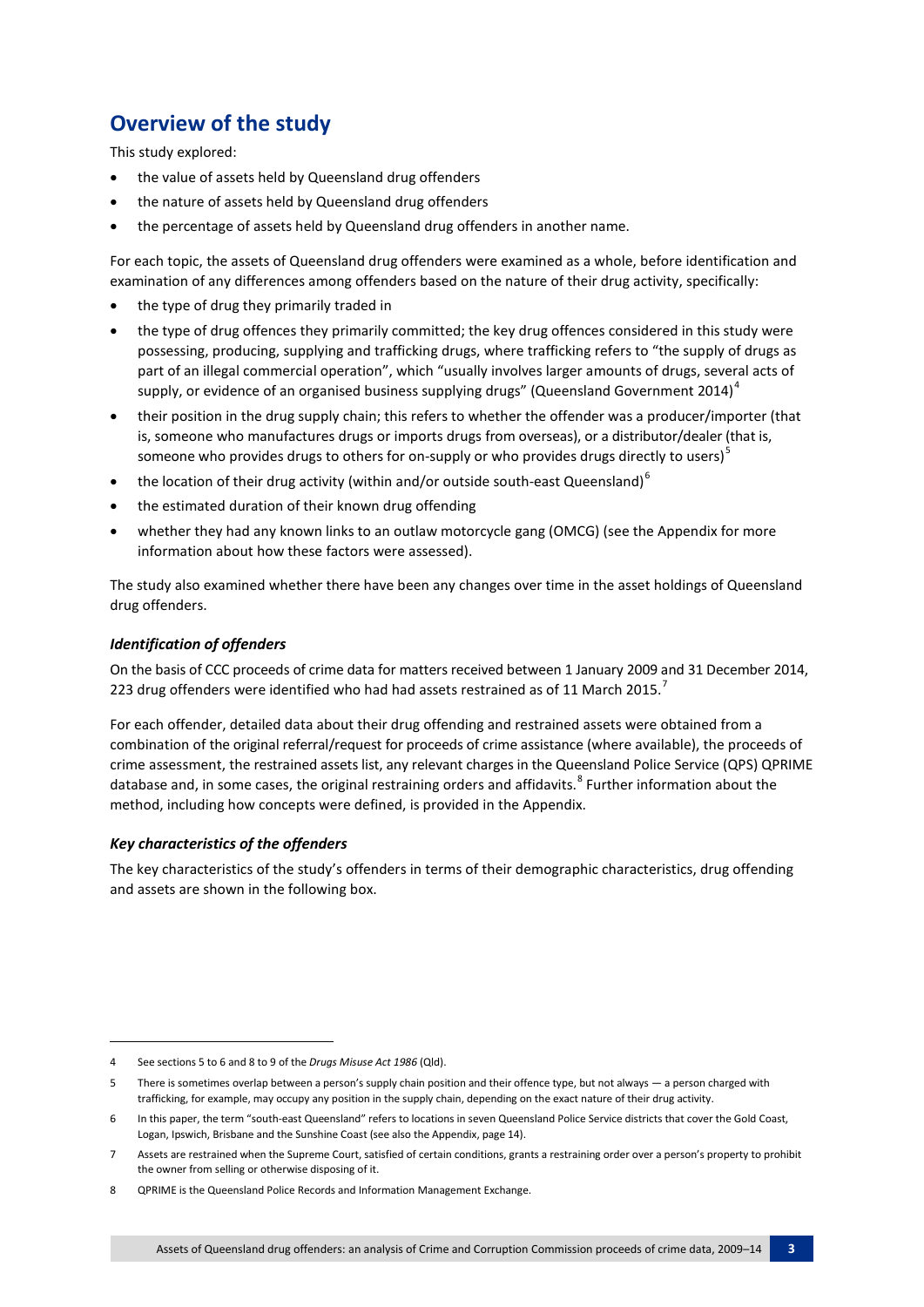## Overview of the study

This study explored:

- the value of assets held by Queensland drug offenders
- the nature of assets held by Queensland drug offenders
- the percentage of assets held by Queensland drug offenders in another name.

For each topic, the assets of Queensland drug offenders were examined as a whole, before identification and examination of any differences among offenders based on the nature of their drug activity, specifically:

- the type of drug they primarily traded in
- the type of drug offences they primarily committed; the key drug offences considered in this study were possessing, producing, supplying and trafficking drugs, where trafficking refers to "the supply of drugs as part of an illegal commercial operation", which "usually involves larger amounts of drugs, several acts of supply, or evidence of an organised business supplying drugs" (Queensland Government 2014)[4]
- their position in the drug supply chain; this refers to whether the offender was a producer/importer (that is, someone who manufactures drugs or imports drugs from overseas), or a distributor/dealer (that is, someone who provides drugs to others for on-supply or who provides drugs directly to users)[5]
- the location of their drug activity (within and/or outside south-east Queensland)[6]
- the estimated duration of their known drug offending
- whether they had any known links to an outlaw motorcycle gang (OMCG) (see the Appendix for more information about how these factors were assessed).

The study also examined whether there have been any changes over time in the asset holdings of Queensland drug offenders.

### *Identification of offenders*

On the basis of CCC proceeds of crime data for matters received between 1 January 2009 and 31 December 2014, 223 drug offenders were identified who had had assets restrained as of 11 March 2015.[7]

For each offender, detailed data about their drug offending and restrained assets were obtained from a combination of the original referral/request for proceeds of crime assistance (where available), the proceeds of crime assessment, the restrained assets list, any relevant charges in the Queensland Police Service (QPS) QPRIME database and, in some cases, the original restraining orders and affidavits.[8] Further information about the method, including how concepts were defined, is provided in the Appendix.

### *Key characteristics of the offenders*

The key characteristics of the study's offenders in terms of their demographic characteristics, drug offending and assets are shown in the following box.

---

4 See sections 5 to 6 and 8 to 9 of the *Drugs Misuse Act 1986* (Qld).

5 There is sometimes overlap between a person's supply chain position and their offence type, but not always — a person charged with trafficking, for example, may occupy any position in the supply chain, depending on the exact nature of their drug activity.

6 In this paper, the term "south-east Queensland" refers to locations in seven Queensland Police Service districts that cover the Gold Coast, Logan, Ipswich, Brisbane and the Sunshine Coast (see also the Appendix, page 14).

7 Assets are restrained when the Supreme Court, satisfied of certain conditions, grants a restraining order over a person's property to prohibit the owner from selling or otherwise disposing of it.

8 QPRIME is the Queensland Police Records and Information Management Exchange.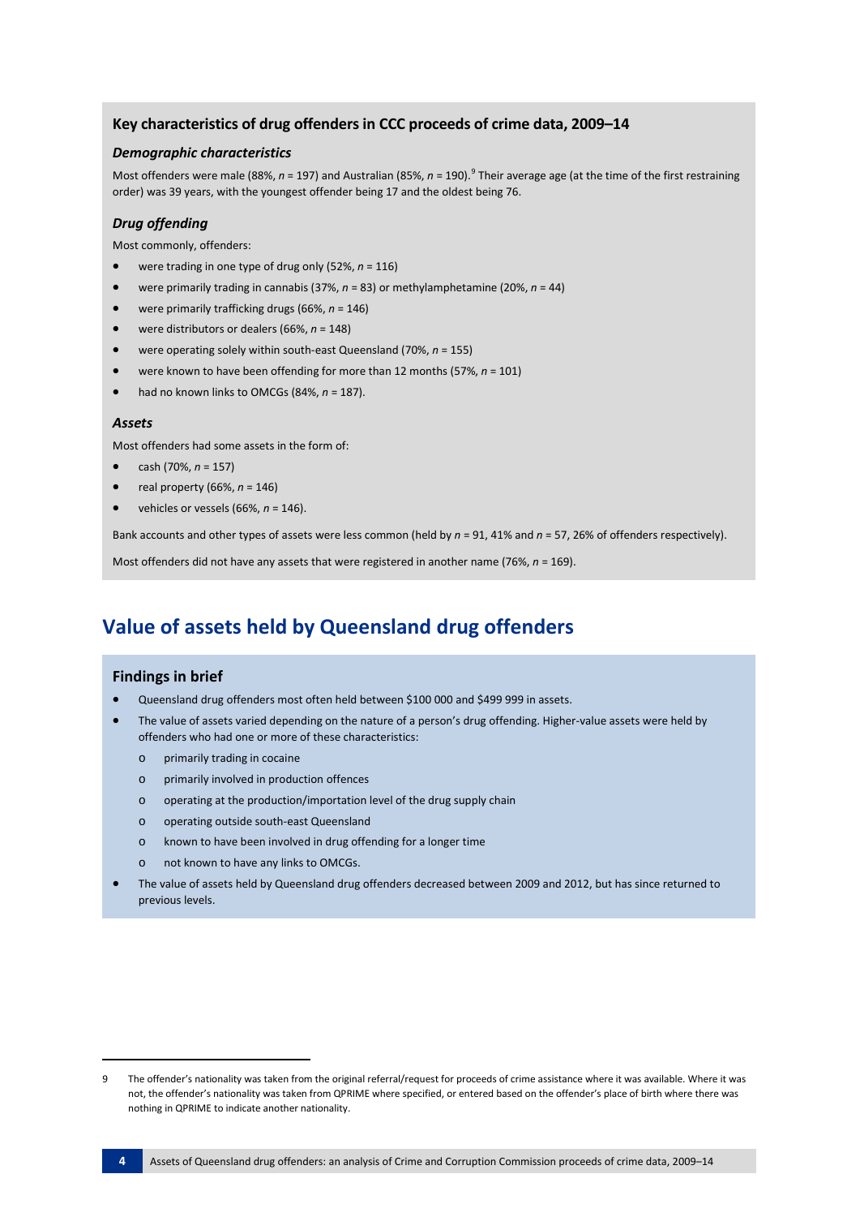### Key characteristics of drug offenders in CCC proceeds of crime data, 2009–14

#### *Demographic characteristics*

Most offenders were male (88%, *n* = 197) and Australian (85%, *n* = 190).[9] Their average age (at the time of the first restraining order) was 39 years, with the youngest offender being 17 and the oldest being 76.

#### *Drug offending*

Most commonly, offenders:

- were trading in one type of drug only (52%, *n* = 116)
- were primarily trading in cannabis (37%, *n* = 83) or methylamphetamine (20%, *n* = 44)
- were primarily trafficking drugs (66%, *n* = 146)
- were distributors or dealers (66%, *n* = 148)
- were operating solely within south-east Queensland (70%, *n* = 155)
- were known to have been offending for more than 12 months (57%, *n* = 101)
- had no known links to OMCGs (84%, *n* = 187).

#### *Assets*

Most offenders had some assets in the form of:

- cash (70%, *n* = 157)
- real property (66%, *n* = 146)
- vehicles or vessels (66%, *n* = 146).

Bank accounts and other types of assets were less common (held by *n* = 91, 41% and *n* = 57, 26% of offenders respectively).

Most offenders did not have any assets that were registered in another name (76%, *n* = 169).

## Value of assets held by Queensland drug offenders

### Findings in brief

- Queensland drug offenders most often held between $100 000 and $499 999 in assets.
- The value of assets varied depending on the nature of a person's drug offending. Higher-value assets were held by offenders who had one or more of these characteristics:
  - primarily trading in cocaine
  - primarily involved in production offences
  - operating at the production/importation level of the drug supply chain
  - operating outside south-east Queensland
  - known to have been involved in drug offending for a longer time
  - not known to have any links to OMCGs.
- The value of assets held by Queensland drug offenders decreased between 2009 and 2012, but has since returned to previous levels.

---

9 The offender's nationality was taken from the original referral/request for proceeds of crime assistance where it was available. Where it was not, the offender's nationality was taken from QPRIME where specified, or entered based on the offender's place of birth where there was nothing in QPRIME to indicate another nationality.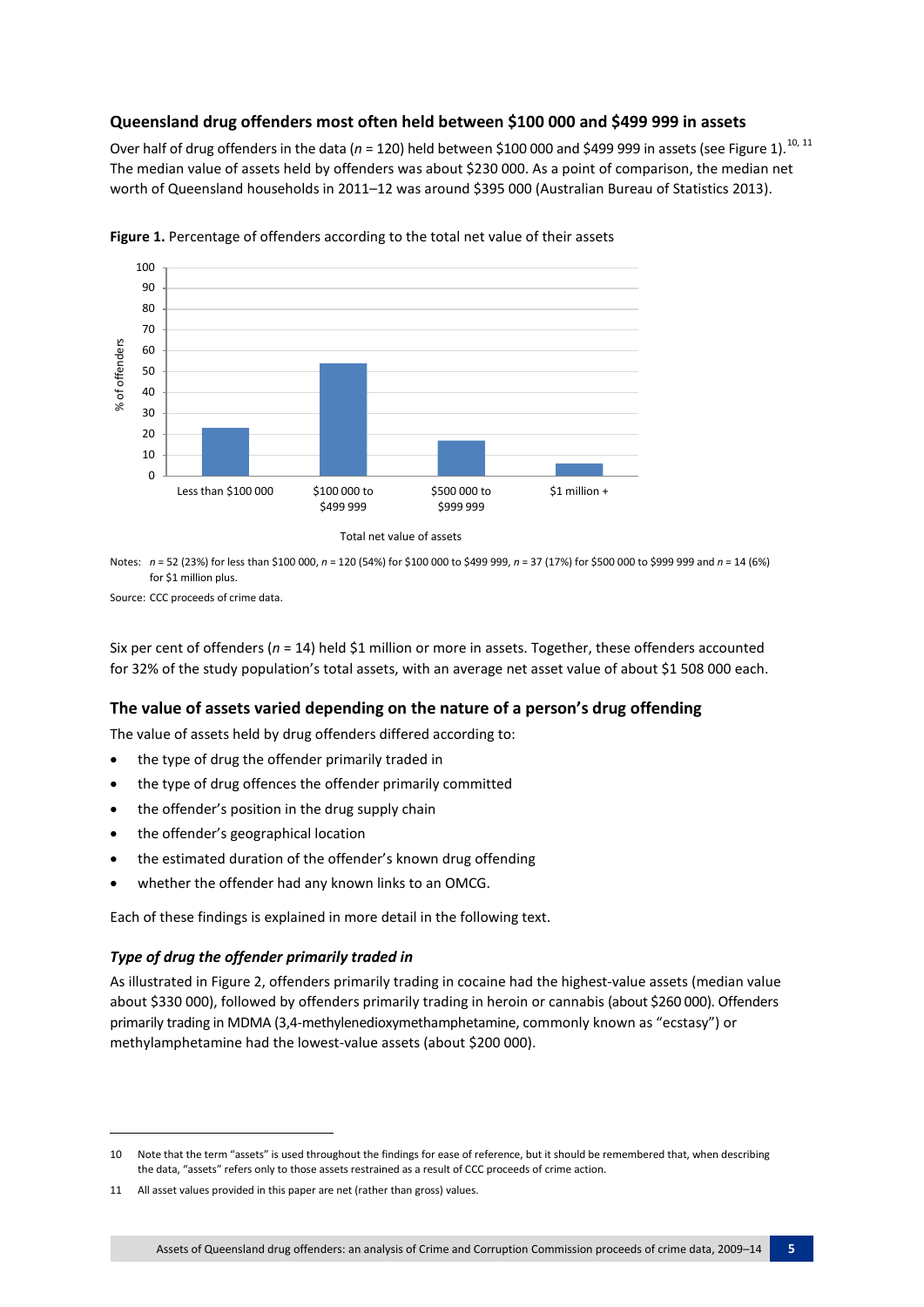## Queensland drug offenders most often held between $100 000 and $499 999 in assets

Over half of drug offenders in the data (*n* = 120) held between $100 000 and $499 999 in assets (see Figure 1).[10, 11] The median value of assets held by offenders was about $230 000. As a point of comparison, the median net worth of Queensland households in 2011–12 was around $395 000 (Australian Bureau of Statistics 2013).

**Figure 1.** Percentage of offenders according to the total net value of their assets

Notes: *n* = 52 (23%) for less than $100 000, *n* = 120 (54%) for $100 000 to $499 999, *n* = 37 (17%) for $500 000 to $999 999 and *n* = 14 (6%) for $1 million plus.

Source: CCC proceeds of crime data.

Six per cent of offenders (*n* = 14) held $1 million or more in assets. Together, these offenders accounted for 32% of the study population's total assets, with an average net asset value of about $1 508 000 each.

## The value of assets varied depending on the nature of a person's drug offending

The value of assets held by drug offenders differed according to:

- the type of drug the offender primarily traded in
- the type of drug offences the offender primarily committed
- the offender's position in the drug supply chain
- the offender's geographical location
- the estimated duration of the offender's known drug offending
- whether the offender had any known links to an OMCG.

Each of these findings is explained in more detail in the following text.

### *Type of drug the offender primarily traded in*

As illustrated in Figure 2, offenders primarily trading in cocaine had the highest-value assets (median value about $330 000), followed by offenders primarily trading in heroin or cannabis (about $260 000). Offenders primarily trading in MDMA (3,4-methylenedioxymethamphetamine, commonly known as "ecstasy") or methylamphetamine had the lowest-value assets (about $200 000).

---

10 Note that the term "assets" is used throughout the findings for ease of reference, but it should be remembered that, when describing the data, "assets" refers only to those assets restrained as a result of CCC proceeds of crime action.

11 All asset values provided in this paper are net (rather than gross) values.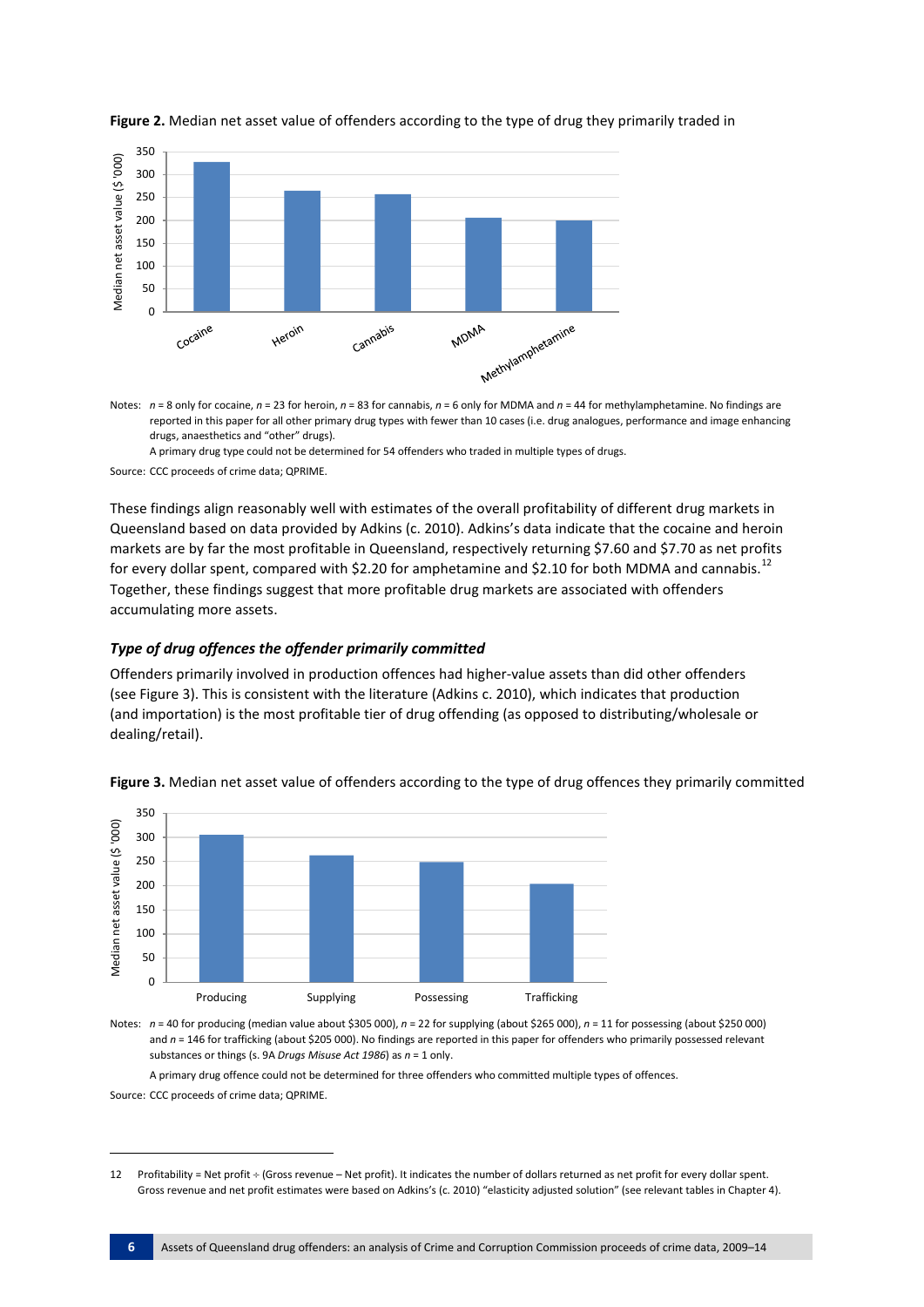**Figure 2.** Median net asset value of offenders according to the type of drug they primarily traded in

Notes: *n* = 8 only for cocaine, *n* = 23 for heroin, *n* = 83 for cannabis, *n* = 6 only for MDMA and *n* = 44 for methylamphetamine. No findings are reported in this paper for all other primary drug types with fewer than 10 cases (i.e. drug analogues, performance and image enhancing drugs, anaesthetics and "other" drugs).

A primary drug type could not be determined for 54 offenders who traded in multiple types of drugs.

Source: CCC proceeds of crime data; QPRIME.

These findings align reasonably well with estimates of the overall profitability of different drug markets in Queensland based on data provided by Adkins (c. 2010). Adkins's data indicate that the cocaine and heroin markets are by far the most profitable in Queensland, respectively returning $7.60 and $7.70 as net profits for every dollar spent, compared with $2.20 for amphetamine and $2.10 for both MDMA and cannabis.[12] Together, these findings suggest that more profitable drug markets are associated with offenders accumulating more assets.

### *Type of drug offences the offender primarily committed*

Offenders primarily involved in production offences had higher-value assets than did other offenders (see Figure 3). This is consistent with the literature (Adkins c. 2010), which indicates that production (and importation) is the most profitable tier of drug offending (as opposed to distributing/wholesale or dealing/retail).

**Figure 3.** Median net asset value of offenders according to the type of drug offences they primarily committed

Notes: *n* = 40 for producing (median value about $305 000), *n* = 22 for supplying (about $265 000), *n* = 11 for possessing (about $250 000) and *n* = 146 for trafficking (about $205 000). No findings are reported in this paper for offenders who primarily possessed relevant substances or things (s. 9A *Drugs Misuse Act 1986*) as *n* = 1 only.

A primary drug offence could not be determined for three offenders who committed multiple types of offences.

Source: CCC proceeds of crime data; QPRIME.

---

12 Profitability = Net profit ÷ (Gross revenue – Net profit). It indicates the number of dollars returned as net profit for every dollar spent. Gross revenue and net profit estimates were based on Adkins's (c. 2010) "elasticity adjusted solution" (see relevant tables in Chapter 4).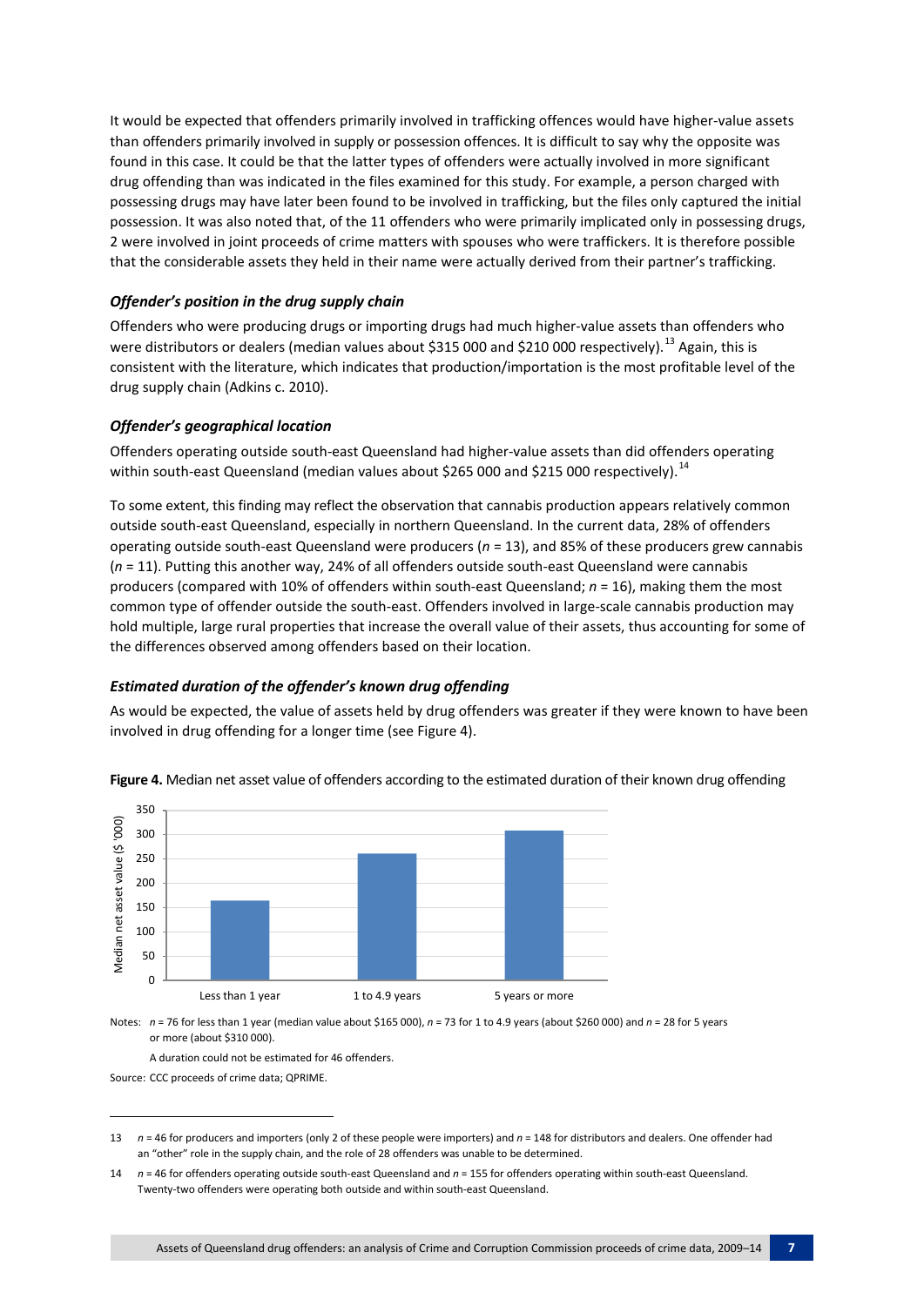It would be expected that offenders primarily involved in trafficking offences would have higher-value assets than offenders primarily involved in supply or possession offences. It is difficult to say why the opposite was found in this case. It could be that the latter types of offenders were actually involved in more significant drug offending than was indicated in the files examined for this study. For example, a person charged with possessing drugs may have later been found to be involved in trafficking, but the files only captured the initial possession. It was also noted that, of the 11 offenders who were primarily implicated only in possessing drugs, 2 were involved in joint proceeds of crime matters with spouses who were traffickers. It is therefore possible that the considerable assets they held in their name were actually derived from their partner's trafficking.

### *Offender's position in the drug supply chain*

Offenders who were producing drugs or importing drugs had much higher-value assets than offenders who were distributors or dealers (median values about $315 000 and $210 000 respectively).[13] Again, this is consistent with the literature, which indicates that production/importation is the most profitable level of the drug supply chain (Adkins c. 2010).

### *Offender's geographical location*

Offenders operating outside south-east Queensland had higher-value assets than did offenders operating within south-east Queensland (median values about $265 000 and $215 000 respectively).[14]

To some extent, this finding may reflect the observation that cannabis production appears relatively common outside south-east Queensland, especially in northern Queensland. In the current data, 28% of offenders operating outside south-east Queensland were producers (*n* = 13), and 85% of these producers grew cannabis (*n* = 11). Putting this another way, 24% of all offenders outside south-east Queensland were cannabis producers (compared with 10% of offenders within south-east Queensland; *n* = 16), making them the most common type of offender outside the south-east. Offenders involved in large-scale cannabis production may hold multiple, large rural properties that increase the overall value of their assets, thus accounting for some of the differences observed among offenders based on their location.

### *Estimated duration of the offender's known drug offending*

As would be expected, the value of assets held by drug offenders was greater if they were known to have been involved in drug offending for a longer time (see Figure 4).

**Figure 4.** Median net asset value of offenders according to the estimated duration of their known drug offending

| Estimated duration | Median net asset value ($ '000) |
|---|---|
| Less than 1 year | ~165 |
| 1 to 4.9 years | ~260 |
| 5 years or more | ~310 |

Notes: *n* = 76 for less than 1 year (median value about $165 000), *n* = 73 for 1 to 4.9 years (about $260 000) and *n* = 28 for 5 years or more (about $310 000).

A duration could not be estimated for 46 offenders.

Source: CCC proceeds of crime data; QPRIME.

---

13 *n* = 46 for producers and importers (only 2 of these people were importers) and *n* = 148 for distributors and dealers. One offender had an "other" role in the supply chain, and the role of 28 offenders was unable to be determined.

14 *n* = 46 for offenders operating outside south-east Queensland and *n* = 155 for offenders operating within south-east Queensland. Twenty-two offenders were operating both outside and within south-east Queensland.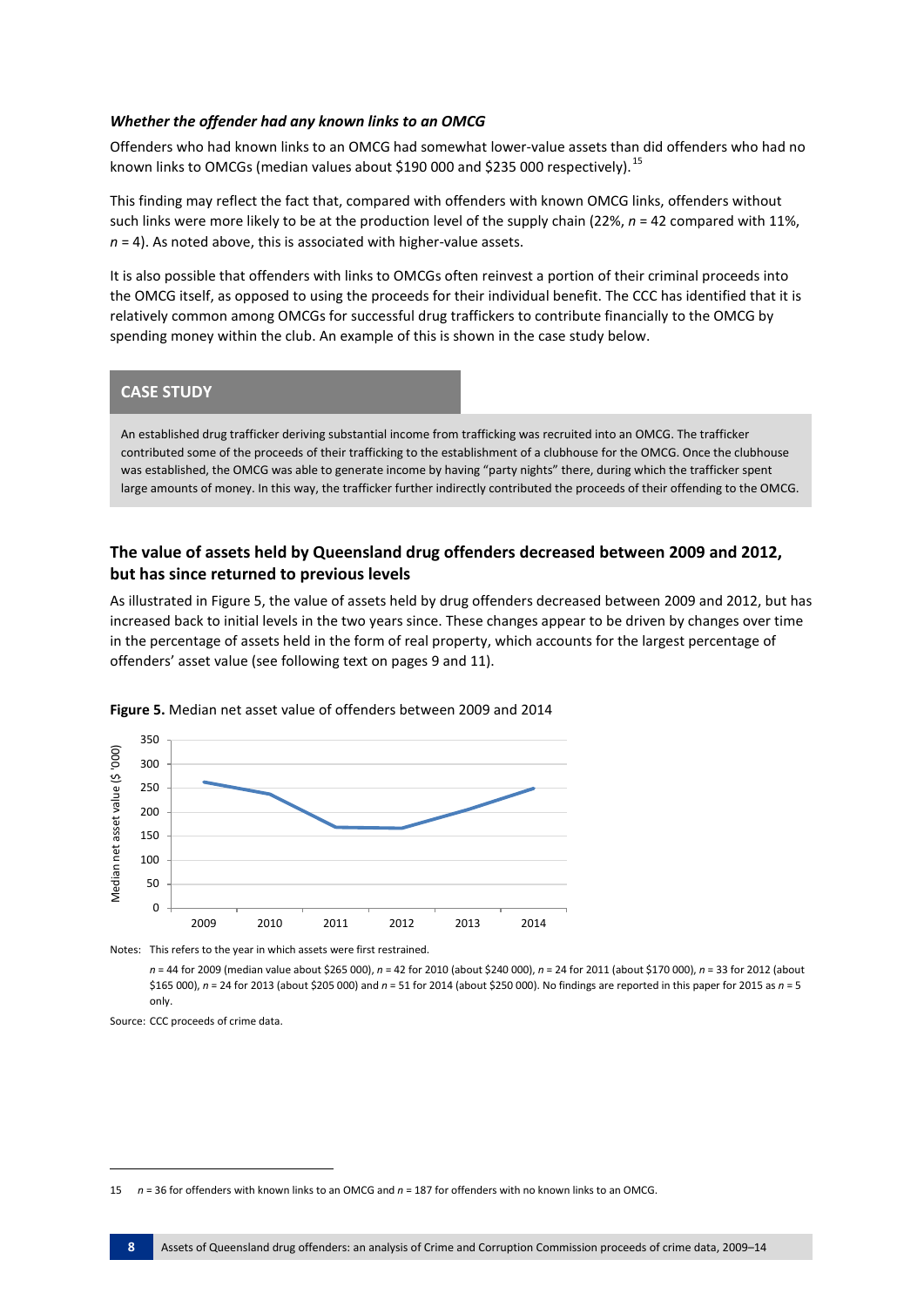### *Whether the offender had any known links to an OMCG*

Offenders who had known links to an OMCG had somewhat lower-value assets than did offenders who had no known links to OMCGs (median values about $190 000 and $235 000 respectively).[15]

This finding may reflect the fact that, compared with offenders with known OMCG links, offenders without such links were more likely to be at the production level of the supply chain (22%, *n* = 42 compared with 11%, *n* = 4). As noted above, this is associated with higher-value assets.

It is also possible that offenders with links to OMCGs often reinvest a portion of their criminal proceeds into the OMCG itself, as opposed to using the proceeds for their individual benefit. The CCC has identified that it is relatively common among OMCGs for successful drug traffickers to contribute financially to the OMCG by spending money within the club. An example of this is shown in the case study below.

**CASE STUDY**

An established drug trafficker deriving substantial income from trafficking was recruited into an OMCG. The trafficker contributed some of the proceeds of their trafficking to the establishment of a clubhouse for the OMCG. Once the clubhouse was established, the OMCG was able to generate income by having "party nights" there, during which the trafficker spent large amounts of money. In this way, the trafficker further indirectly contributed the proceeds of their offending to the OMCG.

## The value of assets held by Queensland drug offenders decreased between 2009 and 2012, but has since returned to previous levels

As illustrated in Figure 5, the value of assets held by drug offenders decreased between 2009 and 2012, but has increased back to initial levels in the two years since. These changes appear to be driven by changes over time in the percentage of assets held in the form of real property, which accounts for the largest percentage of offenders' asset value (see following text on pages 9 and 11).

**Figure 5.** Median net asset value of offenders between 2009 and 2014

| Year | Median net asset value ($ '000) |
|---|---|
| 2009 | 265 |
| 2010 | 240 |
| 2011 | 170 |
| 2012 | 165 |
| 2013 | 205 |
| 2014 | 250 |

Notes: This refers to the year in which assets were first restrained.

*n* = 44 for 2009 (median value about $265 000), *n* = 42 for 2010 (about $240 000), *n* = 24 for 2011 (about $170 000), *n* = 33 for 2012 (about $165 000), *n* = 24 for 2013 (about $205 000) and *n* = 51 for 2014 (about $250 000). No findings are reported in this paper for 2015 as *n* = 5 only.

Source: CCC proceeds of crime data.

---

15 *n* = 36 for offenders with known links to an OMCG and *n* = 187 for offenders with no known links to an OMCG.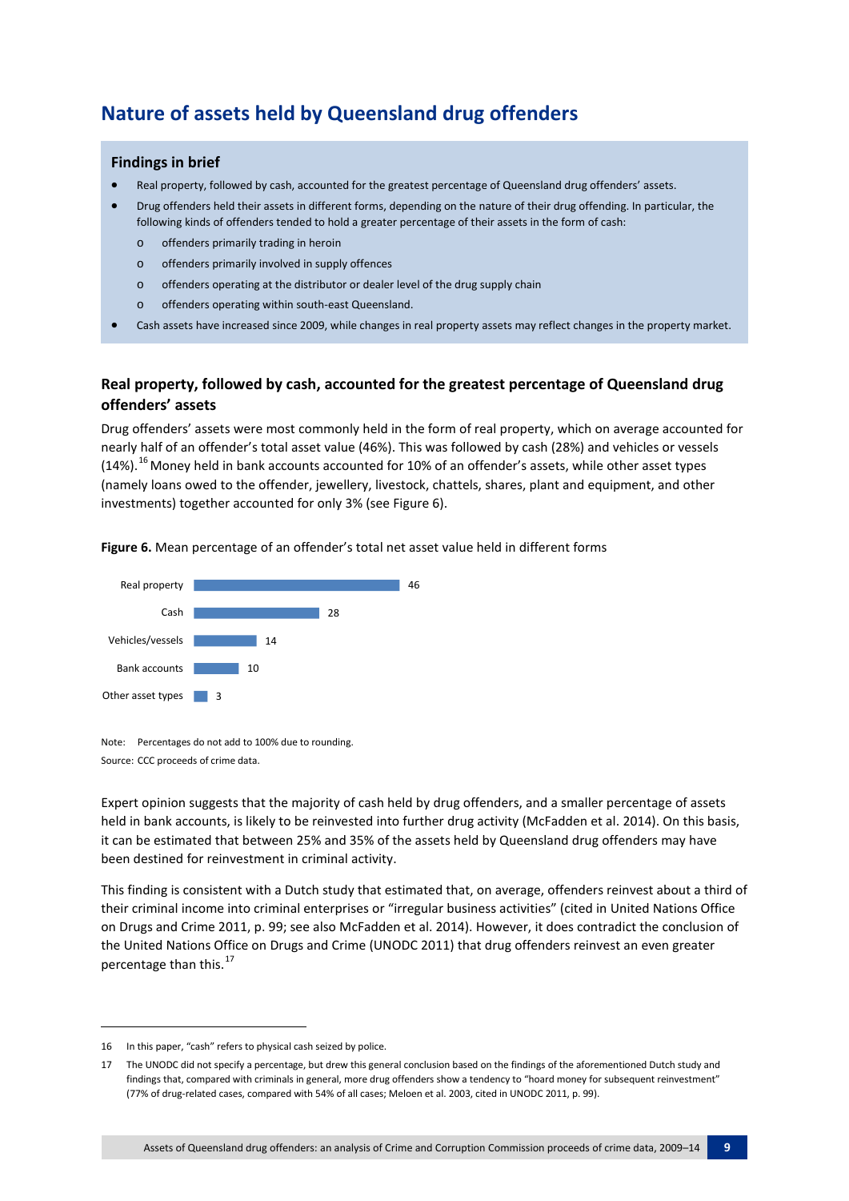## Nature of assets held by Queensland drug offenders

### Findings in brief

- Real property, followed by cash, accounted for the greatest percentage of Queensland drug offenders' assets.
- Drug offenders held their assets in different forms, depending on the nature of their drug offending. In particular, the following kinds of offenders tended to hold a greater percentage of their assets in the form of cash:
  - offenders primarily trading in heroin
  - offenders primarily involved in supply offences
  - offenders operating at the distributor or dealer level of the drug supply chain
  - offenders operating within south-east Queensland.
- Cash assets have increased since 2009, while changes in real property assets may reflect changes in the property market.

### Real property, followed by cash, accounted for the greatest percentage of Queensland drug offenders' assets

Drug offenders' assets were most commonly held in the form of real property, which on average accounted for nearly half of an offender's total asset value (46%). This was followed by cash (28%) and vehicles or vessels (14%).[16] Money held in bank accounts accounted for 10% of an offender's assets, while other asset types (namely loans owed to the offender, jewellery, livestock, chattels, shares, plant and equipment, and other investments) together accounted for only 3% (see Figure 6).

**Figure 6.** Mean percentage of an offender's total net asset value held in different forms

| Asset type | % |
| --- | --- |
| Real property | 46 |
| Cash | 28 |
| Vehicles/vessels | 14 |
| Bank accounts | 10 |
| Other asset types | 3 |

Note: Percentages do not add to 100% due to rounding.
Source: CCC proceeds of crime data.

Expert opinion suggests that the majority of cash held by drug offenders, and a smaller percentage of assets held in bank accounts, is likely to be reinvested into further drug activity (McFadden et al. 2014). On this basis, it can be estimated that between 25% and 35% of the assets held by Queensland drug offenders may have been destined for reinvestment in criminal activity.

This finding is consistent with a Dutch study that estimated that, on average, offenders reinvest about a third of their criminal income into criminal enterprises or "irregular business activities" (cited in United Nations Office on Drugs and Crime 2011, p. 99; see also McFadden et al. 2014). However, it does contradict the conclusion of the United Nations Office on Drugs and Crime (UNODC 2011) that drug offenders reinvest an even greater percentage than this.[17]

---

16 In this paper, "cash" refers to physical cash seized by police.

17 The UNODC did not specify a percentage, but drew this general conclusion based on the findings of the aforementioned Dutch study and findings that, compared with criminals in general, more drug offenders show a tendency to "hoard money for subsequent reinvestment" (77% of drug-related cases, compared with 54% of all cases; Meloen et al. 2003, cited in UNODC 2011, p. 99).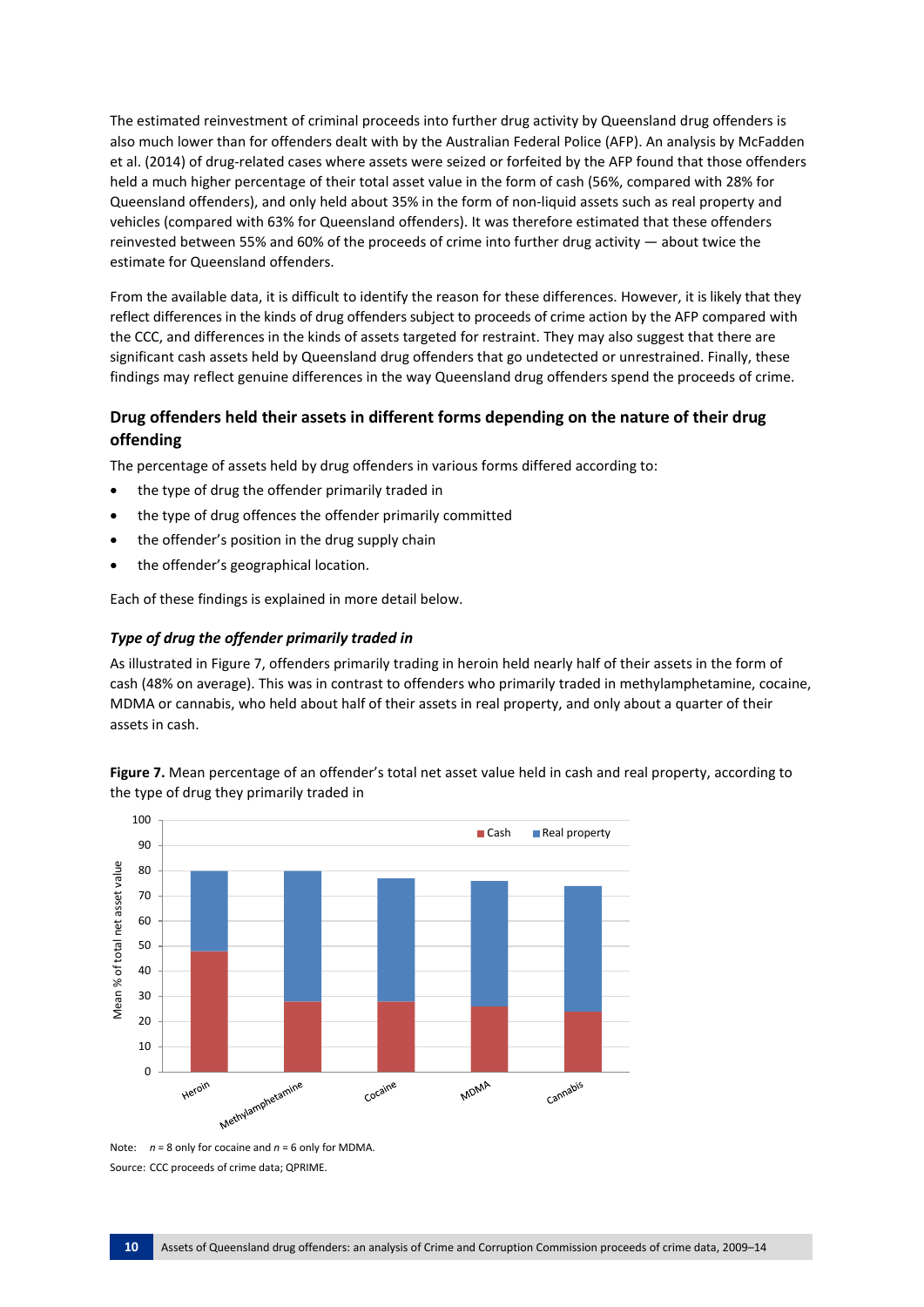The estimated reinvestment of criminal proceeds into further drug activity by Queensland drug offenders is also much lower than for offenders dealt with by the Australian Federal Police (AFP). An analysis by McFadden et al. (2014) of drug-related cases where assets were seized or forfeited by the AFP found that those offenders held a much higher percentage of their total asset value in the form of cash (56%, compared with 28% for Queensland offenders), and only held about 35% in the form of non-liquid assets such as real property and vehicles (compared with 63% for Queensland offenders). It was therefore estimated that these offenders reinvested between 55% and 60% of the proceeds of crime into further drug activity — about twice the estimate for Queensland offenders.

From the available data, it is difficult to identify the reason for these differences. However, it is likely that they reflect differences in the kinds of drug offenders subject to proceeds of crime action by the AFP compared with the CCC, and differences in the kinds of assets targeted for restraint. They may also suggest that there are significant cash assets held by Queensland drug offenders that go undetected or unrestrained. Finally, these findings may reflect genuine differences in the way Queensland drug offenders spend the proceeds of crime.

### Drug offenders held their assets in different forms depending on the nature of their drug offending

The percentage of assets held by drug offenders in various forms differed according to:

- the type of drug the offender primarily traded in
- the type of drug offences the offender primarily committed
- the offender's position in the drug supply chain
- the offender's geographical location.

Each of these findings is explained in more detail below.

#### *Type of drug the offender primarily traded in*

As illustrated in Figure 7, offenders primarily trading in heroin held nearly half of their assets in the form of cash (48% on average). This was in contrast to offenders who primarily traded in methylamphetamine, cocaine, MDMA or cannabis, who held about half of their assets in real property, and only about a quarter of their assets in cash.

**Figure 7.** Mean percentage of an offender's total net asset value held in cash and real property, according to the type of drug they primarily traded in

Note: $n$ = 8 only for cocaine and $n$ = 6 only for MDMA.

Source: CCC proceeds of crime data; QPRIME.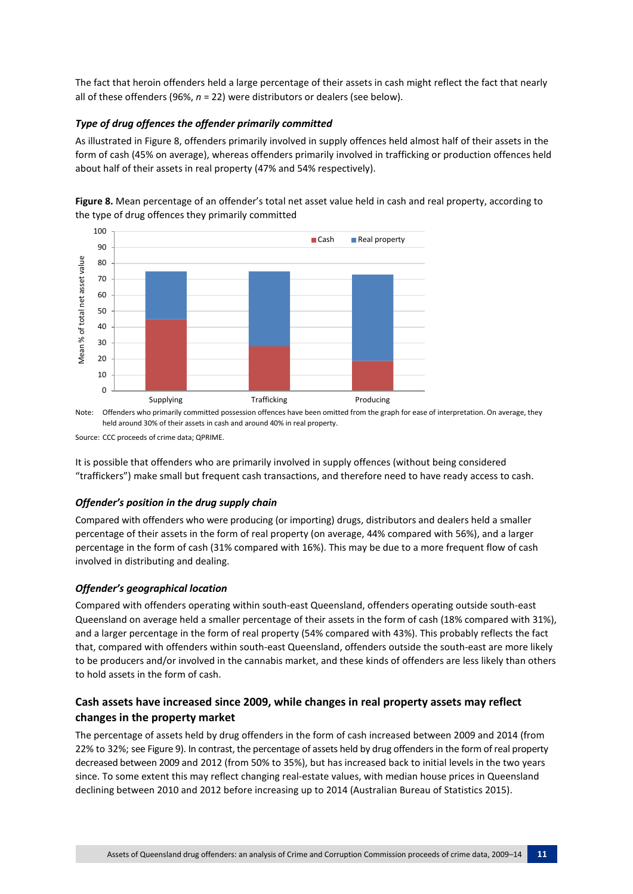The fact that heroin offenders held a large percentage of their assets in cash might reflect the fact that nearly all of these offenders (96%, *n* = 22) were distributors or dealers (see below).

### *Type of drug offences the offender primarily committed*

As illustrated in Figure 8, offenders primarily involved in supply offences held almost half of their assets in the form of cash (45% on average), whereas offenders primarily involved in trafficking or production offences held about half of their assets in real property (47% and 54% respectively).

**Figure 8.** Mean percentage of an offender's total net asset value held in cash and real property, according to the type of drug offences they primarily committed

Note: Offenders who primarily committed possession offences have been omitted from the graph for ease of interpretation. On average, they held around 30% of their assets in cash and around 40% in real property.

Source: CCC proceeds of crime data; QPRIME.

It is possible that offenders who are primarily involved in supply offences (without being considered "traffickers") make small but frequent cash transactions, and therefore need to have ready access to cash.

### *Offender's position in the drug supply chain*

Compared with offenders who were producing (or importing) drugs, distributors and dealers held a smaller percentage of their assets in the form of real property (on average, 44% compared with 56%), and a larger percentage in the form of cash (31% compared with 16%). This may be due to a more frequent flow of cash involved in distributing and dealing.

### *Offender's geographical location*

Compared with offenders operating within south-east Queensland, offenders operating outside south-east Queensland on average held a smaller percentage of their assets in the form of cash (18% compared with 31%), and a larger percentage in the form of real property (54% compared with 43%). This probably reflects the fact that, compared with offenders within south-east Queensland, offenders outside the south-east are more likely to be producers and/or involved in the cannabis market, and these kinds of offenders are less likely than others to hold assets in the form of cash.

## Cash assets have increased since 2009, while changes in real property assets may reflect changes in the property market

The percentage of assets held by drug offenders in the form of cash increased between 2009 and 2014 (from 22% to 32%; see Figure 9). In contrast, the percentage of assets held by drug offenders in the form of real property decreased between 2009 and 2012 (from 50% to 35%), but has increased back to initial levels in the two years since. To some extent this may reflect changing real-estate values, with median house prices in Queensland declining between 2010 and 2012 before increasing up to 2014 (Australian Bureau of Statistics 2015).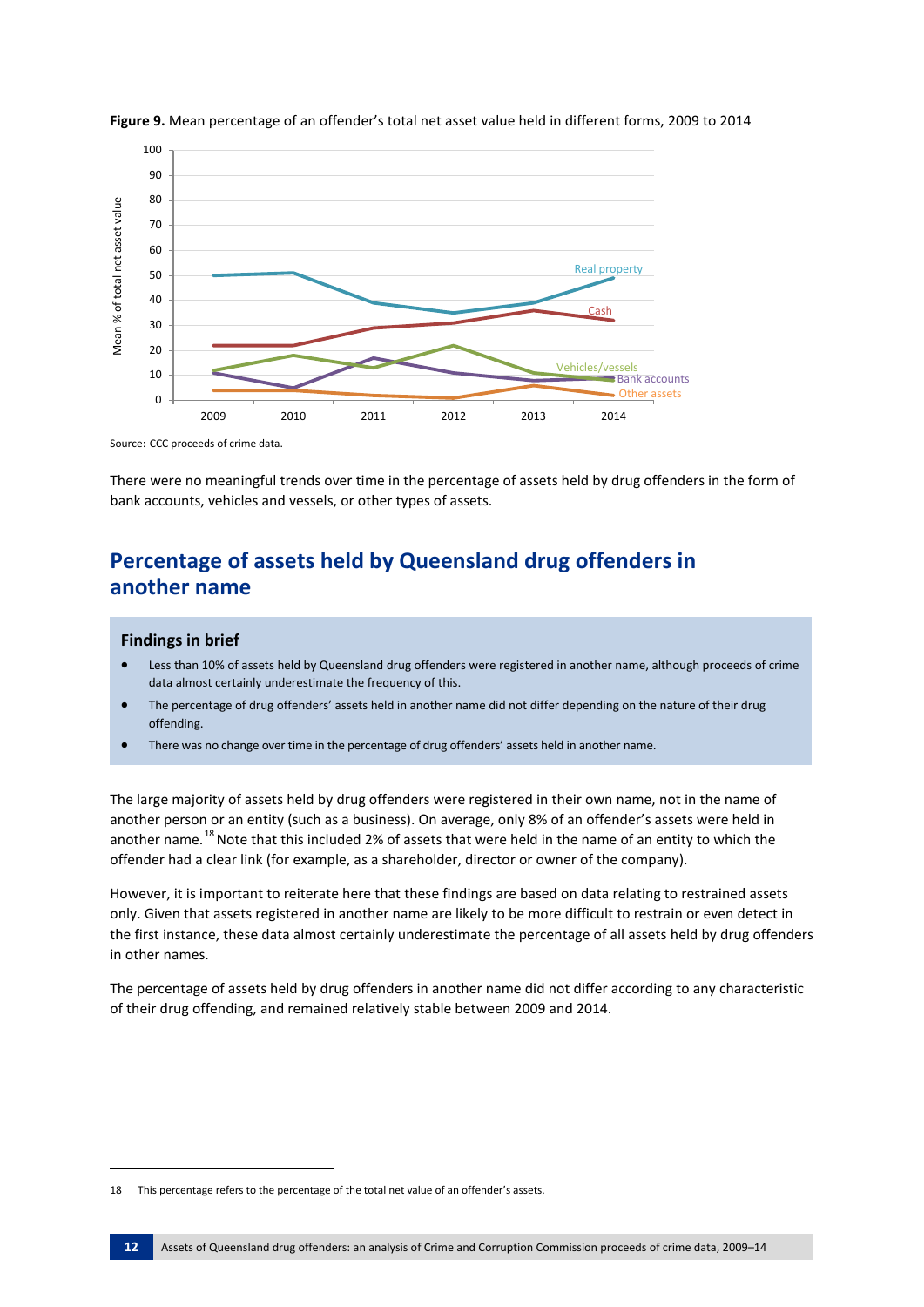**Figure 9.** Mean percentage of an offender's total net asset value held in different forms, 2009 to 2014

Source: CCC proceeds of crime data.

There were no meaningful trends over time in the percentage of assets held by drug offenders in the form of bank accounts, vehicles and vessels, or other types of assets.

## Percentage of assets held by Queensland drug offenders in another name

### Findings in brief

- Less than 10% of assets held by Queensland drug offenders were registered in another name, although proceeds of crime data almost certainly underestimate the frequency of this.
- The percentage of drug offenders' assets held in another name did not differ depending on the nature of their drug offending.
- There was no change over time in the percentage of drug offenders' assets held in another name.

The large majority of assets held by drug offenders were registered in their own name, not in the name of another person or an entity (such as a business). On average, only 8% of an offender's assets were held in another name.[18] Note that this included 2% of assets that were held in the name of an entity to which the offender had a clear link (for example, as a shareholder, director or owner of the company).

However, it is important to reiterate here that these findings are based on data relating to restrained assets only. Given that assets registered in another name are likely to be more difficult to restrain or even detect in the first instance, these data almost certainly underestimate the percentage of all assets held by drug offenders in other names.

The percentage of assets held by drug offenders in another name did not differ according to any characteristic of their drug offending, and remained relatively stable between 2009 and 2014.

18 This percentage refers to the percentage of the total net value of an offender's assets.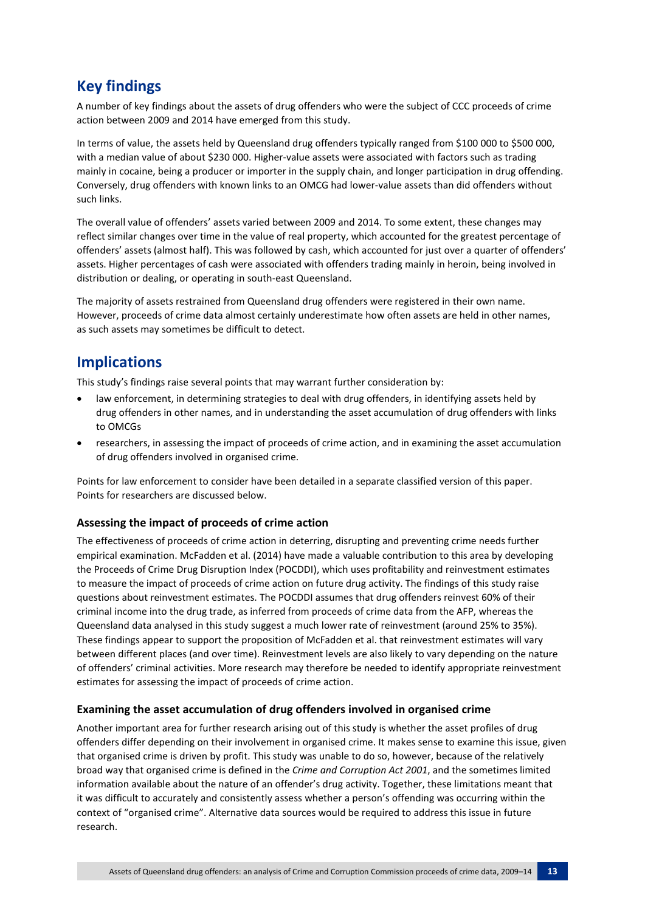## Key findings

A number of key findings about the assets of drug offenders who were the subject of CCC proceeds of crime action between 2009 and 2014 have emerged from this study.

In terms of value, the assets held by Queensland drug offenders typically ranged from \$100 000 to \$500 000, with a median value of about \$230 000. Higher-value assets were associated with factors such as trading mainly in cocaine, being a producer or importer in the supply chain, and longer participation in drug offending. Conversely, drug offenders with known links to an OMCG had lower-value assets than did offenders without such links.

The overall value of offenders' assets varied between 2009 and 2014. To some extent, these changes may reflect similar changes over time in the value of real property, which accounted for the greatest percentage of offenders' assets (almost half). This was followed by cash, which accounted for just over a quarter of offenders' assets. Higher percentages of cash were associated with offenders trading mainly in heroin, being involved in distribution or dealing, or operating in south-east Queensland.

The majority of assets restrained from Queensland drug offenders were registered in their own name. However, proceeds of crime data almost certainly underestimate how often assets are held in other names, as such assets may sometimes be difficult to detect.

## Implications

This study's findings raise several points that may warrant further consideration by:

- law enforcement, in determining strategies to deal with drug offenders, in identifying assets held by drug offenders in other names, and in understanding the asset accumulation of drug offenders with links to OMCGs
- researchers, in assessing the impact of proceeds of crime action, and in examining the asset accumulation of drug offenders involved in organised crime.

Points for law enforcement to consider have been detailed in a separate classified version of this paper. Points for researchers are discussed below.

### Assessing the impact of proceeds of crime action

The effectiveness of proceeds of crime action in deterring, disrupting and preventing crime needs further empirical examination. McFadden et al. (2014) have made a valuable contribution to this area by developing the Proceeds of Crime Drug Disruption Index (POCDDI), which uses profitability and reinvestment estimates to measure the impact of proceeds of crime action on future drug activity. The findings of this study raise questions about reinvestment estimates. The POCDDI assumes that drug offenders reinvest 60% of their criminal income into the drug trade, as inferred from proceeds of crime data from the AFP, whereas the Queensland data analysed in this study suggest a much lower rate of reinvestment (around 25% to 35%). These findings appear to support the proposition of McFadden et al. that reinvestment estimates will vary between different places (and over time). Reinvestment levels are also likely to vary depending on the nature of offenders' criminal activities. More research may therefore be needed to identify appropriate reinvestment estimates for assessing the impact of proceeds of crime action.

### Examining the asset accumulation of drug offenders involved in organised crime

Another important area for further research arising out of this study is whether the asset profiles of drug offenders differ depending on their involvement in organised crime. It makes sense to examine this issue, given that organised crime is driven by profit. This study was unable to do so, however, because of the relatively broad way that organised crime is defined in the *Crime and Corruption Act 2001*, and the sometimes limited information available about the nature of an offender's drug activity. Together, these limitations meant that it was difficult to accurately and consistently assess whether a person's offending was occurring within the context of "organised crime". Alternative data sources would be required to address this issue in future research.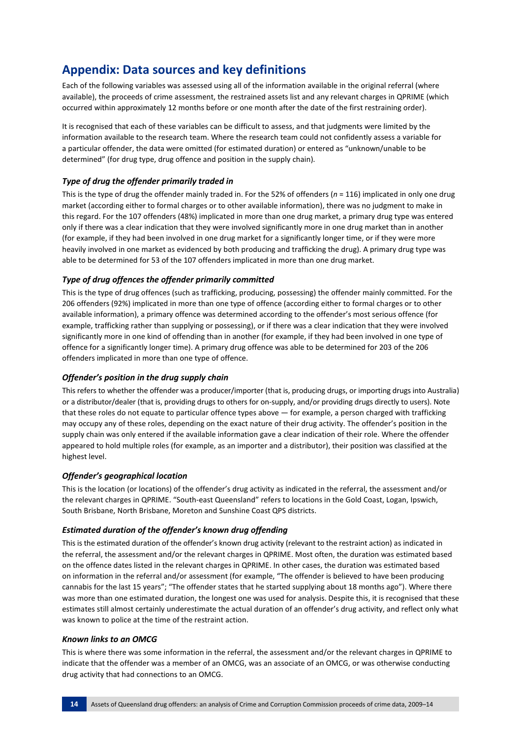# Appendix: Data sources and key definitions

Each of the following variables was assessed using all of the information available in the original referral (where available), the proceeds of crime assessment, the restrained assets list and any relevant charges in QPRIME (which occurred within approximately 12 months before or one month after the date of the first restraining order).

It is recognised that each of these variables can be difficult to assess, and that judgments were limited by the information available to the research team. Where the research team could not confidently assess a variable for a particular offender, the data were omitted (for estimated duration) or entered as "unknown/unable to be determined" (for drug type, drug offence and position in the supply chain).

### *Type of drug the offender primarily traded in*

This is the type of drug the offender mainly traded in. For the 52% of offenders (*n* = 116) implicated in only one drug market (according either to formal charges or to other available information), there was no judgment to make in this regard. For the 107 offenders (48%) implicated in more than one drug market, a primary drug type was entered only if there was a clear indication that they were involved significantly more in one drug market than in another (for example, if they had been involved in one drug market for a significantly longer time, or if they were more heavily involved in one market as evidenced by both producing and trafficking the drug). A primary drug type was able to be determined for 53 of the 107 offenders implicated in more than one drug market.

### *Type of drug offences the offender primarily committed*

This is the type of drug offences (such as trafficking, producing, possessing) the offender mainly committed. For the 206 offenders (92%) implicated in more than one type of offence (according either to formal charges or to other available information), a primary offence was determined according to the offender's most serious offence (for example, trafficking rather than supplying or possessing), or if there was a clear indication that they were involved significantly more in one kind of offending than in another (for example, if they had been involved in one type of offence for a significantly longer time). A primary drug offence was able to be determined for 203 of the 206 offenders implicated in more than one type of offence.

### *Offender's position in the drug supply chain*

This refers to whether the offender was a producer/importer (that is, producing drugs, or importing drugs into Australia) or a distributor/dealer (that is, providing drugs to others for on-supply, and/or providing drugs directly to users). Note that these roles do not equate to particular offence types above — for example, a person charged with trafficking may occupy any of these roles, depending on the exact nature of their drug activity. The offender's position in the supply chain was only entered if the available information gave a clear indication of their role. Where the offender appeared to hold multiple roles (for example, as an importer and a distributor), their position was classified at the highest level.

### *Offender's geographical location*

This is the location (or locations) of the offender's drug activity as indicated in the referral, the assessment and/or the relevant charges in QPRIME. "South-east Queensland" refers to locations in the Gold Coast, Logan, Ipswich, South Brisbane, North Brisbane, Moreton and Sunshine Coast QPS districts.

### *Estimated duration of the offender's known drug offending*

This is the estimated duration of the offender's known drug activity (relevant to the restraint action) as indicated in the referral, the assessment and/or the relevant charges in QPRIME. Most often, the duration was estimated based on the offence dates listed in the relevant charges in QPRIME. In other cases, the duration was estimated based on information in the referral and/or assessment (for example, "The offender is believed to have been producing cannabis for the last 15 years"; "The offender states that he started supplying about 18 months ago"). Where there was more than one estimated duration, the longest one was used for analysis. Despite this, it is recognised that these estimates still almost certainly underestimate the actual duration of an offender's drug activity, and reflect only what was known to police at the time of the restraint action.

### *Known links to an OMCG*

This is where there was some information in the referral, the assessment and/or the relevant charges in QPRIME to indicate that the offender was a member of an OMCG, was an associate of an OMCG, or was otherwise conducting drug activity that had connections to an OMCG.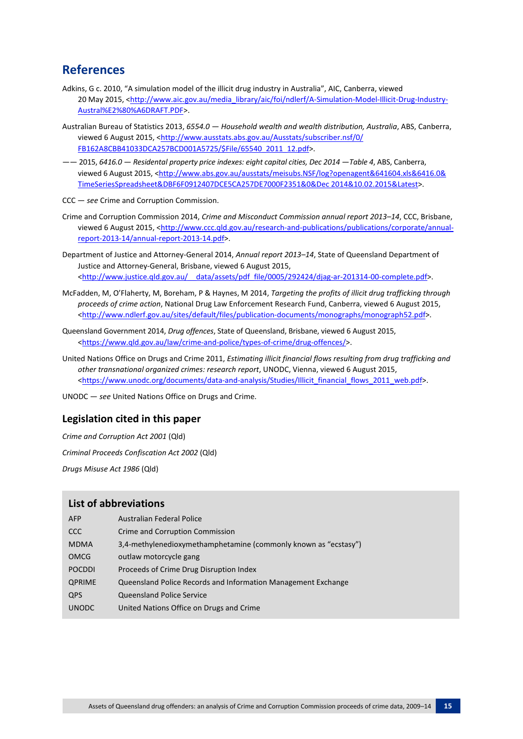## References

Adkins, G c. 2010, "A simulation model of the illicit drug industry in Australia", AIC, Canberra, viewed 20 May 2015, <http://www.aic.gov.au/media_library/aic/foi/ndlerf/A-Simulation-Model-Illicit-Drug-Industry-Austral%E2%80%A6DRAFT.PDF>.

Australian Bureau of Statistics 2013, *6554.0 — Household wealth and wealth distribution, Australia*, ABS, Canberra, viewed 6 August 2015, <http://www.ausstats.abs.gov.au/Ausstats/subscriber.nsf/0/FB162A8CBB41033DCA257BCD001A5725/$File/65540_2011_12.pdf>.

—— 2015, *6416.0 — Residental property price indexes: eight capital cities, Dec 2014 —Table 4*, ABS, Canberra, viewed 6 August 2015, <http://www.abs.gov.au/ausstats/meisubs.NSF/log?openagent&641604.xls&6416.0&TimeSeriesSpreadsheet&DBF6F0912407DCE5CA257DE7000F2351&0&Dec 2014&10.02.2015&Latest>.

CCC — *see* Crime and Corruption Commission.

Crime and Corruption Commission 2014, *Crime and Misconduct Commission annual report 2013–14*, CCC, Brisbane, viewed 6 August 2015, <http://www.ccc.qld.gov.au/research-and-publications/publications/corporate/annual-report-2013-14/annual-report-2013-14.pdf>.

Department of Justice and Attorney-General 2014, *Annual report 2013–14*, State of Queensland Department of Justice and Attorney-General, Brisbane, viewed 6 August 2015, <http://www.justice.qld.gov.au/__data/assets/pdf_file/0005/292424/djag-ar-201314-00-complete.pdf>.

McFadden, M, O'Flaherty, M, Boreham, P & Haynes, M 2014, *Targeting the profits of illicit drug trafficking through proceeds of crime action*, National Drug Law Enforcement Research Fund, Canberra, viewed 6 August 2015, <http://www.ndlerf.gov.au/sites/default/files/publication-documents/monographs/monograph52.pdf>.

Queensland Government 2014, *Drug offences*, State of Queensland, Brisbane, viewed 6 August 2015, <https://www.qld.gov.au/law/crime-and-police/types-of-crime/drug-offences/>.

United Nations Office on Drugs and Crime 2011, *Estimating illicit financial flows resulting from drug trafficking and other transnational organized crimes: research report*, UNODC, Vienna, viewed 6 August 2015, <https://www.unodc.org/documents/data-and-analysis/Studies/Illicit_financial_flows_2011_web.pdf>.

UNODC — *see* United Nations Office on Drugs and Crime.

### Legislation cited in this paper

*Crime and Corruption Act 2001* (Qld)

*Criminal Proceeds Confiscation Act 2002* (Qld)

*Drugs Misuse Act 1986* (Qld)

### List of abbreviations

| | |
|---|---|
| AFP | Australian Federal Police |
| CCC | Crime and Corruption Commission |
| MDMA | 3,4-methylenedioxymethamphetamine (commonly known as "ecstasy") |
| OMCG | outlaw motorcycle gang |
| POCDDI | Proceeds of Crime Drug Disruption Index |
| QPRIME | Queensland Police Records and Information Management Exchange |
| QPS | Queensland Police Service |
| UNODC | United Nations Office on Drugs and Crime |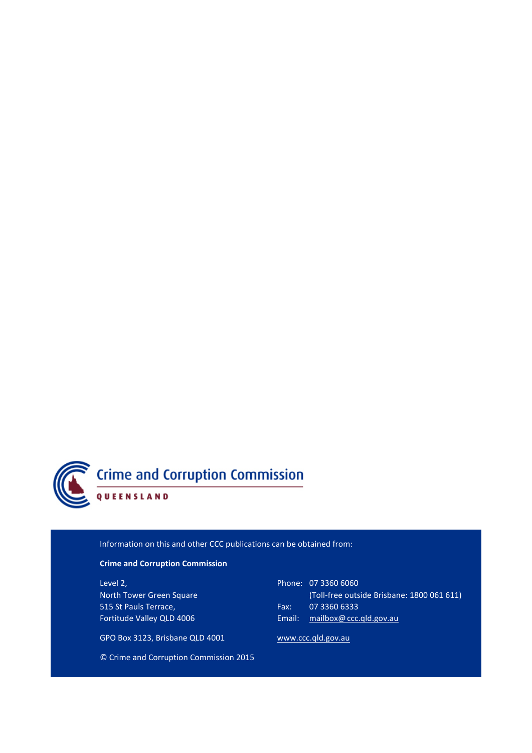Crime and Corruption Commission

QUEENSLAND

Information on this and other CCC publications can be obtained from:

**Crime and Corruption Commission**

Level 2,
North Tower Green Square
515 St Pauls Terrace,
Fortitude Valley QLD 4006

GPO Box 3123, Brisbane QLD 4001

Phone: 07 3360 6060
(Toll-free outside Brisbane: 1800 061 611)
Fax: 07 3360 6333
Email: mailbox@ccc.qld.gov.au

www.ccc.qld.gov.au

© Crime and Corruption Commission 2015